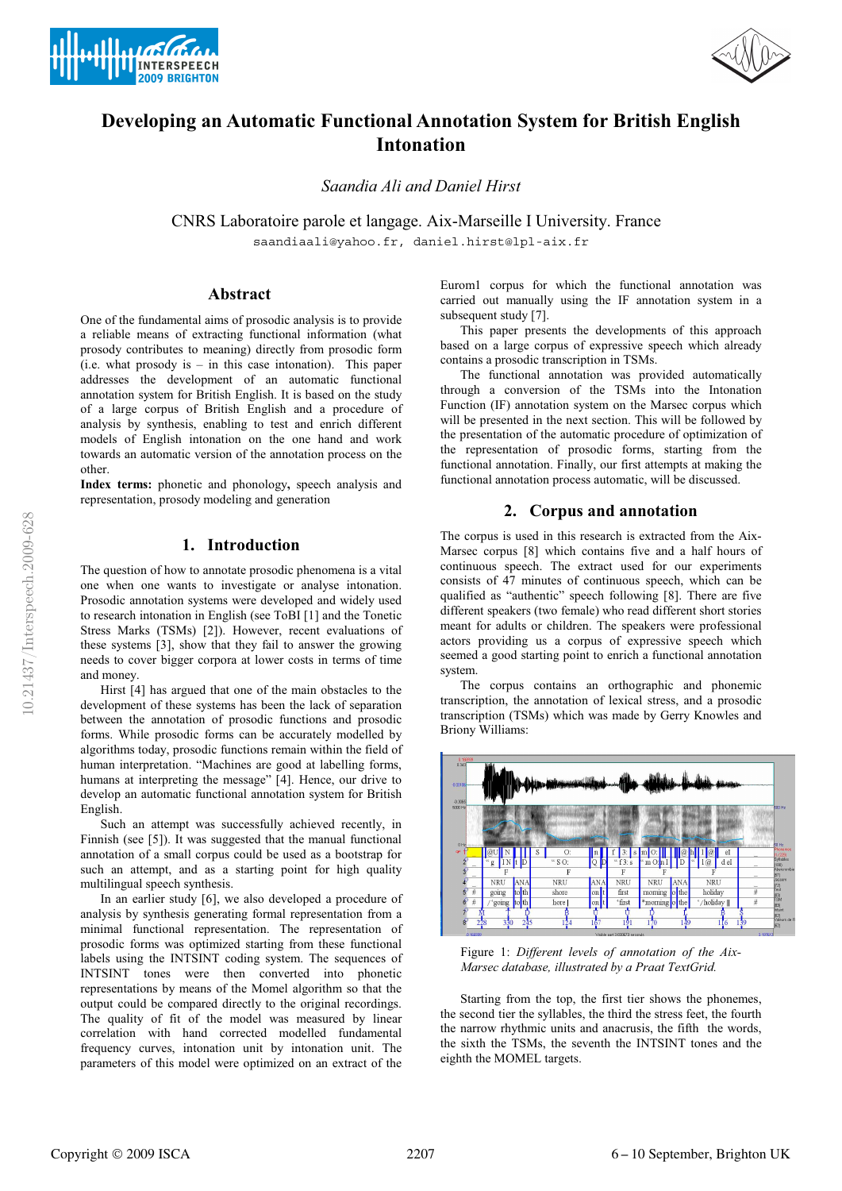# Developing an Automatic Functional Annotation System for British English Intonation

*Saandia Ali and Daniel Hirst*

CNRS Laboratoire parole et langage. Aix-Marseille I University. France
saandiaali@yahoo.fr, daniel.hirst@lpl-aix.fr

## Abstract

One of the fundamental aims of prosodic analysis is to provide a reliable means of extracting functional information (what prosody contributes to meaning) directly from prosodic form (i.e. what prosody is – in this case intonation). This paper addresses the development of an automatic functional annotation system for British English. It is based on the study of a large corpus of British English and a procedure of analysis by synthesis, enabling to test and enrich different models of English intonation on the one hand and work towards an automatic version of the annotation process on the other.

**Index terms:** phonetic and phonology**,** speech analysis and representation, prosody modeling and generation

## 1. Introduction

The question of how to annotate prosodic phenomena is a vital one when one wants to investigate or analyse intonation. Prosodic annotation systems were developed and widely used to research intonation in English (see ToBI [1] and the Tonetic Stress Marks (TSMs) [2]). However, recent evaluations of these systems [3], show that they fail to answer the growing needs to cover bigger corpora at lower costs in terms of time and money.

Hirst [4] has argued that one of the main obstacles to the development of these systems has been the lack of separation between the annotation of prosodic functions and prosodic forms. While prosodic forms can be accurately modelled by algorithms today, prosodic functions remain within the field of human interpretation. "Machines are good at labelling forms, humans at interpreting the message" [4]. Hence, our drive to develop an automatic functional annotation system for British English.

Such an attempt was successfully achieved recently, in Finnish (see [5]). It was suggested that the manual functional annotation of a small corpus could be used as a bootstrap for such an attempt, and as a starting point for high quality multilingual speech synthesis.

In an earlier study [6], we also developed a procedure of analysis by synthesis generating formal representation from a minimal functional representation. The representation of prosodic forms was optimized starting from these functional labels using the INTSINT coding system. The sequences of INTSINT tones were then converted into phonetic representations by means of the Momel algorithm so that the output could be compared directly to the original recordings. The quality of fit of the model was measured by linear correlation with hand corrected modelled fundamental frequency curves, intonation unit by intonation unit. The parameters of this model were optimized on an extract of the Eurom1 corpus for which the functional annotation was carried out manually using the IF annotation system in a subsequent study [7].

This paper presents the developments of this approach based on a large corpus of expressive speech which already contains a prosodic transcription in TSMs.

The functional annotation was provided automatically through a conversion of the TSMs into the Intonation Function (IF) annotation system on the Marsec corpus which will be presented in the next section. This will be followed by the presentation of the automatic procedure of optimization of the representation of prosodic forms, starting from the functional annotation. Finally, our first attempts at making the functional annotation process automatic, will be discussed.

## 2. Corpus and annotation

The corpus is used in this research is extracted from the Aix-Marsec corpus [8] which contains five and a half hours of continuous speech. The extract used for our experiments consists of 47 minutes of continuous speech, which can be qualified as "authentic" speech following [8]. There are five different speakers (two female) who read different short stories meant for adults or children. The speakers were professional actors providing us a corpus of expressive speech which seemed a good starting point to enrich a functional annotation system.

The corpus contains an orthographic and phonemic transcription, the annotation of lexical stress, and a prosodic transcription (TSMs) which was made by Gerry Knowles and Briony Williams:

Figure 1: *Different levels of annotation of the Aix-Marsec database, illustrated by a Praat TextGrid.*

Starting from the top, the first tier shows the phonemes, the second tier the syllables, the third the stress feet, the fourth the narrow rhythmic units and anacrusis, the fifth the words, the sixth the TSMs, the seventh the INTSINT tones and the eighth the MOMEL targets.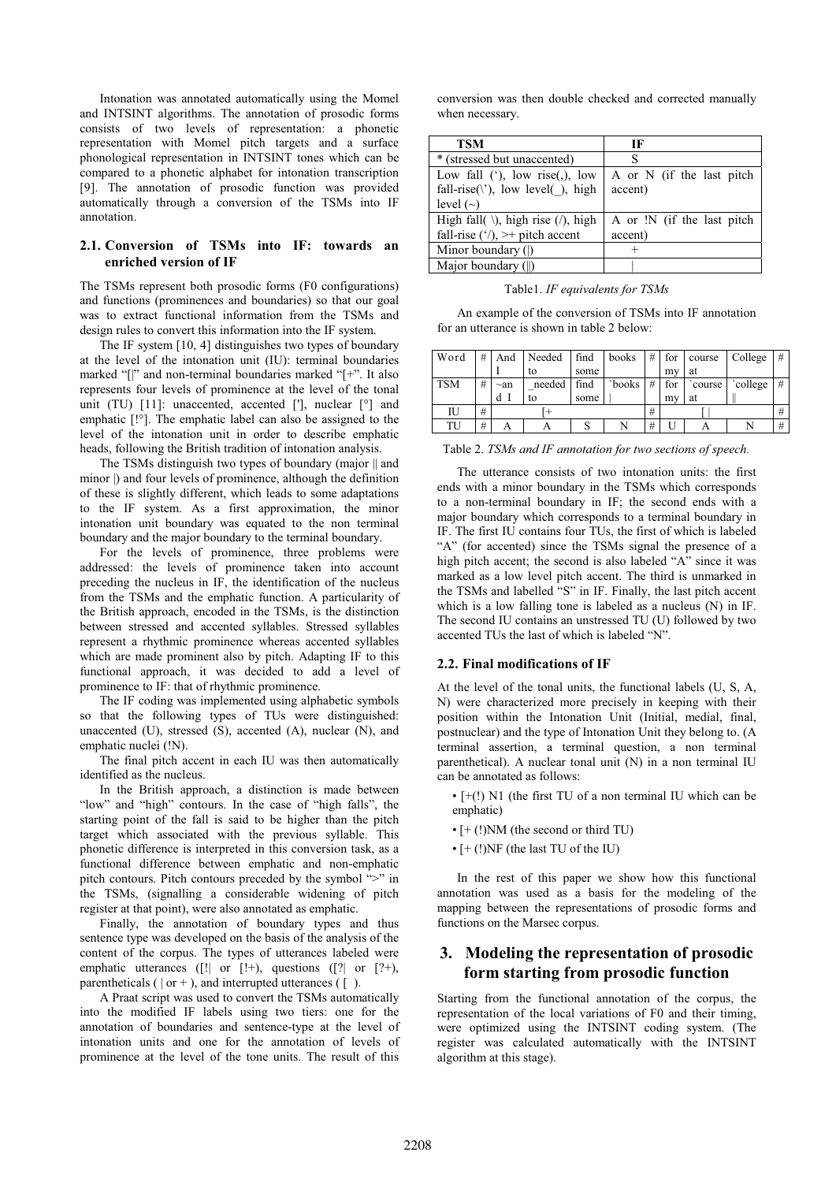Intonation was annotated automatically using the Momel and INTSINT algorithms. The annotation of prosodic forms consists of two levels of representation: a phonetic representation with Momel pitch targets and a surface phonological representation in INTSINT tones which can be compared to a phonetic alphabet for intonation transcription [9]. The annotation of prosodic function was provided automatically through a conversion of the TSMs into IF annotation.

### 2.1. Conversion of TSMs into IF: towards an enriched version of IF

The TSMs represent both prosodic forms (F0 configurations) and functions (prominences and boundaries) so that our goal was to extract functional information from the TSMs and design rules to convert this information into the IF system.

The IF system [10, 4] distinguishes two types of boundary at the level of the intonation unit (IU): terminal boundaries marked "[|" and non-terminal boundaries marked "[+". It also represents four levels of prominence at the level of the tonal unit (TU) [11]: unaccented, accented ['], nuclear [°] and emphatic [!°]. The emphatic label can also be assigned to the level of the intonation unit in order to describe emphatic heads, following the British tradition of intonation analysis.

The TSMs distinguish two types of boundary (major ‖ and minor |) and four levels of prominence, although the definition of these is slightly different, which leads to some adaptations to the IF system. As a first approximation, the minor intonation unit boundary was equated to the non terminal boundary and the major boundary to the terminal boundary.

For the levels of prominence, three problems were addressed: the levels of prominence taken into account preceding the nucleus in IF, the identification of the nucleus from the TSMs and the emphatic function. A particularity of the British approach, encoded in the TSMs, is the distinction between stressed and accented syllables. Stressed syllables represent a rhythmic prominence whereas accented syllables which are made prominent also by pitch. Adapting IF to this functional approach, it was decided to add a level of prominence to IF: that of rhythmic prominence.

The IF coding was implemented using alphabetic symbols so that the following types of TUs were distinguished: unaccented (U), stressed (S), accented (A), nuclear (N), and emphatic nuclei (!N).

The final pitch accent in each IU was then automatically identified as the nucleus.

In the British approach, a distinction is made between "low" and "high" contours. In the case of "high falls", the starting point of the fall is said to be higher than the pitch target which associated with the previous syllable. This phonetic difference is interpreted in this conversion task, as a functional difference between emphatic and non-emphatic pitch contours. Pitch contours preceded by the symbol ">" in the TSMs, (signalling a considerable widening of pitch register at that point), were also annotated as emphatic.

Finally, the annotation of boundary types and thus sentence type was developed on the basis of the analysis of the content of the corpus. The types of utterances labeled were emphatic utterances ([!| or [!+), questions ([?| or [?+), parentheticals ( | or + ), and interrupted utterances ( [ ).

A Praat script was used to convert the TSMs automatically into the modified IF labels using two tiers: one for the annotation of boundaries and sentence-type at the level of intonation units and one for the annotation of levels of prominence at the level of the tone units. The result of this conversion was then double checked and corrected manually when necessary.

| TSM | IF |
|---|---|
| * (stressed but unaccented) | S |
| Low fall (‘), low rise(,), low fall-rise(\’), low level(_), high level (~) | A or N (if the last pitch accent) |
| High fall( \), high rise (/), high fall-rise (‘/), >+ pitch accent | A or !N (if the last pitch accent) |
| Minor boundary (\|) | + |
| Major boundary (‖) | \| |

Table1. *IF equivalents for TSMs*

An example of the conversion of TSMs into IF annotation for an utterance is shown in table 2 below:

| Word | # | And I | Needed to | find some | books | # | for my | course at | College | # |
|---|---|---|---|---|---|---|---|---|---|---|
| TSM | # | ~and I | _needed to | find some | \`books \| | # | for my | \`course at | \`college ‖ | # |
| IU | # | [+ | | | | # | [\| | | | # |
| TU | # | A | A | S | N | # | U | A | N | # |

Table 2. *TSMs and IF annotation for two sections of speech.*

The utterance consists of two intonation units: the first ends with a minor boundary in the TSMs which corresponds to a non-terminal boundary in IF; the second ends with a major boundary which corresponds to a terminal boundary in IF. The first IU contains four TUs, the first of which is labeled "A" (for accented) since the TSMs signal the presence of a high pitch accent; the second is also labeled "A" since it was marked as a low level pitch accent. The third is unmarked in the TSMs and labelled "S" in IF. Finally, the last pitch accent which is a low falling tone is labeled as a nucleus (N) in IF. The second IU contains an unstressed TU (U) followed by two accented TUs the last of which is labeled "N".

### 2.2. Final modifications of IF

At the level of the tonal units, the functional labels (U, S, A, N) were characterized more precisely in keeping with their position within the Intonation Unit (Initial, medial, final, postnuclear) and the type of Intonation Unit they belong to. (A terminal assertion, a terminal question, a non terminal parenthetical). A nuclear tonal unit (N) in a non terminal IU can be annotated as follows:

- [+(!) N1 (the first TU of a non terminal IU which can be emphatic)
- [+ (!)NM (the second or third TU)
- [+ (!)NF (the last TU of the IU)

In the rest of this paper we show how this functional annotation was used as a basis for the modeling of the mapping between the representations of prosodic forms and functions on the Marsec corpus.

## 3. Modeling the representation of prosodic form starting from prosodic function

Starting from the functional annotation of the corpus, the representation of the local variations of F0 and their timing, were optimized using the INTSINT coding system. (The register was calculated automatically with the INTSINT algorithm at this stage).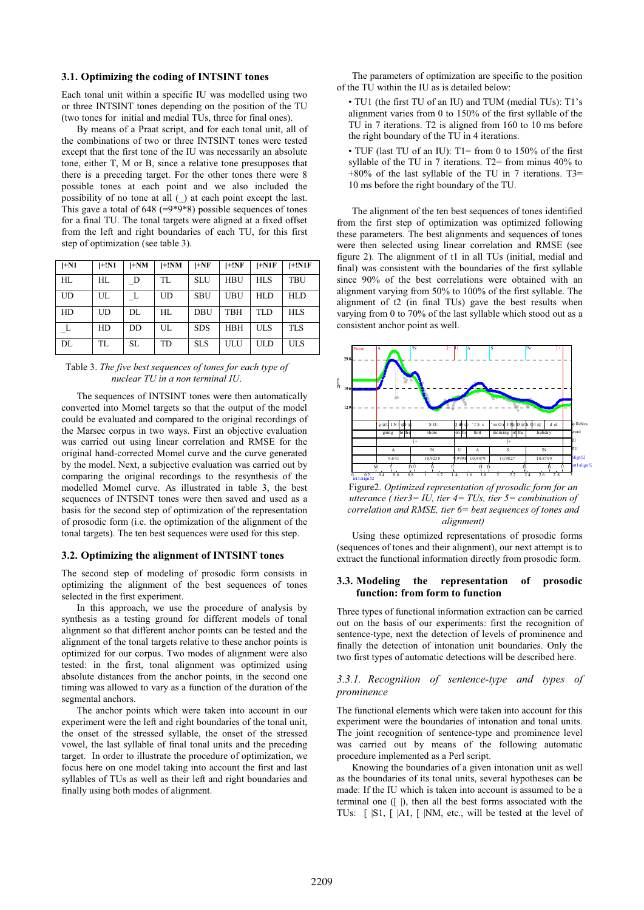### 3.1. Optimizing the coding of INTSINT tones

Each tonal unit within a specific IU was modelled using two or three INTSINT tones depending on the position of the TU within the IU (two tones for initial and medial TUs, three for final ones).

By means of a Praat script, and for each tonal unit, all of the combinations of two or three INTSINT tones were tested except that the first tone of the IU was necessarily an absolute tone, either T, M or B, since a relative tone presupposes that there is a preceding target. For the other tones there were 8 possible tones at each point and we also included the possibility of no tone at all (_) at each point except the last. This gave a total of 648 (=9*9*8) possible sequences of tones for a final TU. The tonal targets were aligned at a fixed offset from the left and right boundaries of each TU, for this first step of optimization (see table 3).

| [+N1 | [+!N1 | [+NM | [+!NM | [+NF | [+!NF | [+N1F | [+!N1F |
|---|---|---|---|---|---|---|---|
| HL | HL | _D | TL | SLU | HBU | HLS | TBU |
| UD | UL | _L | UD | SBU | UBU | HLD | HLD |
| HD | UD | DL | HL | DBU | TBH | TLD | HLS |
| _L | HD | DD | UL | SDS | HBH | ULS | TLS |
| DL | TL | SL | TD | SLS | ULU | ULD | ULS |

Table 3. *The five best sequences of tones for each type of nuclear TU in a non terminal IU.*

The sequences of INTSINT tones were then automatically converted into Momel targets so that the output of the model could be evaluated and compared to the original recordings of the Marsec corpus in two ways. First an objective evaluation was carried out using linear correlation and RMSE for the original hand-corrected Momel curve and the curve generated by the model. Next, a subjective evaluation was carried out by comparing the original recordings to the resynthesis of the modelled Momel curve. As illustrated in table 3, the best sequences of INTSINT tones were then saved and used as a basis for the second step of optimization of the representation of prosodic form (i.e. the optimization of the alignment of the tonal targets). The ten best sequences were used for this step.

### 3.2. Optimizing the alignment of INTSINT tones

The second step of modeling of prosodic form consists in optimizing the alignment of the best sequences of tones selected in the first experiment.

In this approach, we use the procedure of analysis by synthesis as a testing ground for different models of tonal alignment so that different anchor points can be tested and the alignment of the tonal targets relative to these anchor points is optimized for our corpus. Two modes of alignment were also tested: in the first, tonal alignment was optimized using absolute distances from the anchor points, in the second one timing was allowed to vary as a function of the duration of the segmental anchors.

The anchor points which were taken into account in our experiment were the left and right boundaries of the tonal unit, the onset of the stressed syllable, the onset of the stressed vowel, the last syllable of final tonal units and the preceding target. In order to illustrate the procedure of optimization, we focus here on one model taking into account the first and last syllables of TUs as well as their left and right boundaries and finally using both modes of alignment.

The parameters of optimization are specific to the position of the TU within the IU as is detailed below:

- TU1 (the first TU of an IU) and TUM (medial TUs): T1's alignment varies from 0 to 150% of the first syllable of the TU in 7 iterations. T2 is aligned from 160 to 10 ms before the right boundary of the TU in 4 iterations.
- TUF (last TU of an IU): T1= from 0 to 150% of the first syllable of the TU in 7 iterations. T2= from minus 40% to +80% of the last syllable of the TU in 7 iterations. T3= 10 ms before the right boundary of the TU.

The alignment of the ten best sequences of tones identified from the first step of optimization was optimized following these parameters. The best alignments and sequences of tones were then selected using linear correlation and RMSE (see figure 2). The alignment of t1 in all TUs (initial, medial and final) was consistent with the boundaries of the first syllable since 90% of the best correlations were obtained with an alignment varying from 50% to 100% of the first syllable. The alignment of t2 (in final TUs) gave the best results when varying from 0 to 70% of the last syllable which stood out as a consistent anchor point as well.

Figure2. *Optimized representation of prosodic form for an utterance (tier3= IU, tier 4= TUs, tier 5= combination of correlation and RMSE, tier 6= best sequences of tones and alignment)*

Using these optimized representations of prosodic forms (sequences of tones and their alignment), our next attempt is to extract the functional information directly from prosodic form.

### 3.3. Modeling the representation of prosodic function: from form to function

Three types of functional information extraction can be carried out on the basis of our experiments: first the recognition of sentence-type, next the detection of levels of prominence and finally the detection of intonation unit boundaries. Only the two first types of automatic detections will be described here.

#### *3.3.1. Recognition of sentence-type and types of prominence*

The functional elements which were taken into account for this experiment were the boundaries of intonation and tonal units. The joint recognition of sentence-type and prominence level was carried out by means of the following automatic procedure implemented as a Perl script.

Knowing the boundaries of a given intonation unit as well as the boundaries of its tonal units, several hypotheses can be made: If the IU which is taken into account is assumed to be a terminal one ([ |), then all the best forms associated with the TUs: [ |S1, [ |A1, [ |NM, etc., will be tested at the level of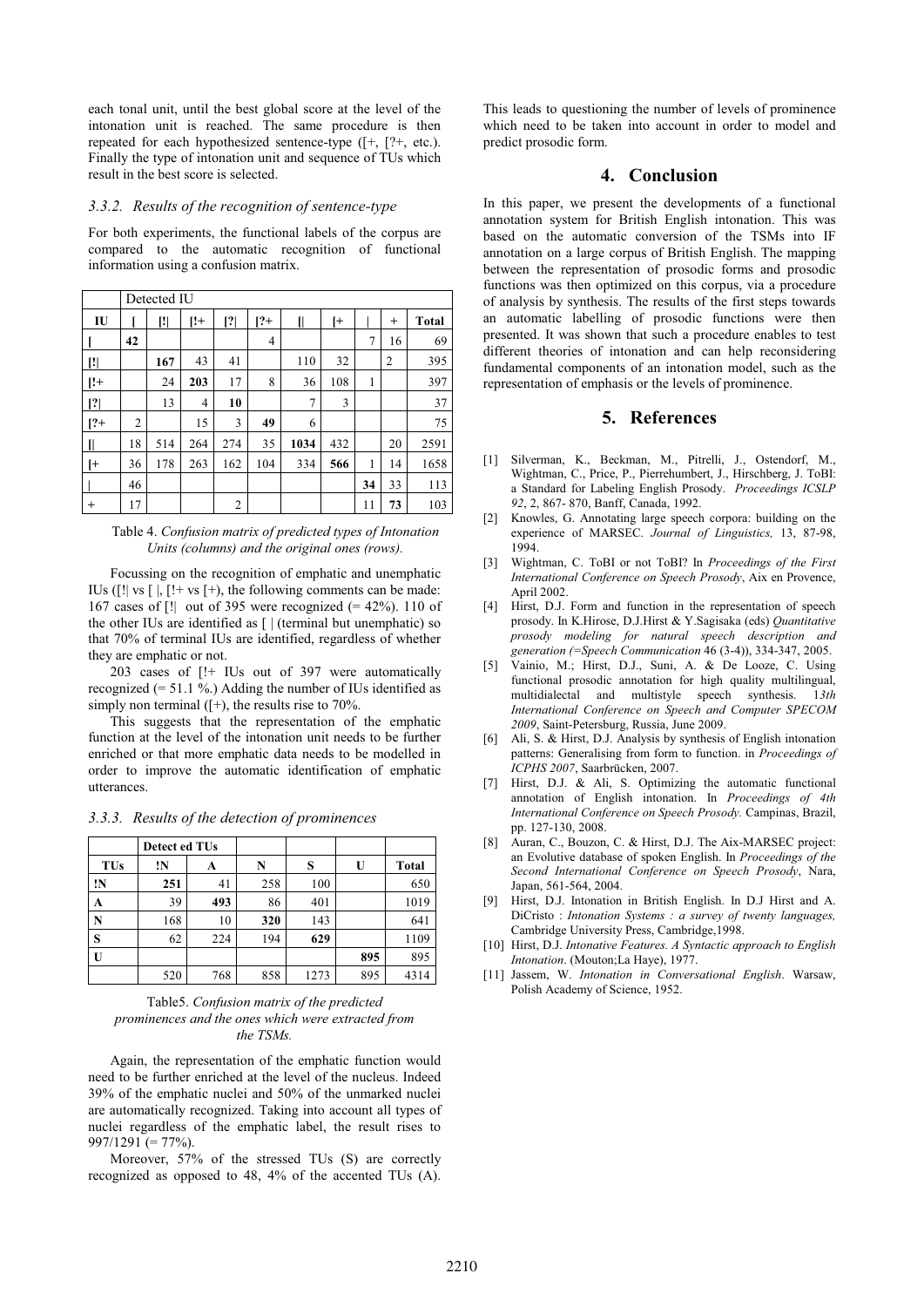each tonal unit, until the best global score at the level of the intonation unit is reached. The same procedure is then repeated for each hypothesized sentence-type ([+, [?+, etc.). Finally the type of intonation unit and sequence of TUs which result in the best score is selected.

### *3.3.2. Results of the recognition of sentence-type*

For both experiments, the functional labels of the corpus are compared to the automatic recognition of functional information using a confusion matrix.

| | Detected IU | | | | | | | | | |
|---|---|---|---|---|---|---|---|---|---|---|
| **IU** | **[** | **[!\|** | **[!+** | **[?\|** | **[?+** | **[\|** | **[+** | **\|** | **+** | **Total** |
| **[** | **42** | | | | 4 | | | 7 | 16 | 69 |
| **[!\|** | | **167** | 43 | 41 | | 110 | 32 | | 2 | 395 |
| **[!+** | | 24 | **203** | 17 | 8 | 36 | 108 | 1 | | 397 |
| **[?\|** | | 13 | 4 | **10** | | 7 | 3 | | | 37 |
| **[?+** | 2 | | 15 | 3 | **49** | 6 | | | | 75 |
| **[\|** | 18 | 514 | 264 | 274 | 35 | **1034** | 432 | | 20 | 2591 |
| **[+** | 36 | 178 | 263 | 162 | 104 | 334 | **566** | 1 | 14 | 1658 |
| **\|** | 46 | | | | | | | **34** | 33 | 113 |
| **+** | 17 | | | 2 | | | | 11 | **73** | 103 |

Table 4. *Confusion matrix of predicted types of Intonation Units (columns) and the original ones (rows).*

Focussing on the recognition of emphatic and unemphatic IUs ([!| vs [ |, [!+ vs [+), the following comments can be made: 167 cases of [!| out of 395 were recognized (= 42%). 110 of the other IUs are identified as [ | (terminal but unemphatic) so that 70% of terminal IUs are identified, regardless of whether they are emphatic or not.

203 cases of [!+ IUs out of 397 were automatically recognized (= 51.1 %.) Adding the number of IUs identified as simply non terminal ([+), the results rise to 70%.

This suggests that the representation of the emphatic function at the level of the intonation unit needs to be further enriched or that more emphatic data needs to be modelled in order to improve the automatic identification of emphatic utterances.

### *3.3.3. Results of the detection of prominences*

| | **Detect ed TUs** | | | | | |
|---|---|---|---|---|---|---|
| **TUs** | **!N** | **A** | **N** | **S** | **U** | **Total** |
| **!N** | **251** | 41 | 258 | 100 | | 650 |
| **A** | 39 | **493** | 86 | 401 | | 1019 |
| **N** | 168 | 10 | **320** | 143 | | 641 |
| **S** | 62 | 224 | 194 | **629** | | 1109 |
| **U** | | | | | **895** | 895 |
| | 520 | 768 | 858 | 1273 | 895 | 4314 |

Table5. *Confusion matrix of the predicted prominences and the ones which were extracted from the TSMs.*

Again, the representation of the emphatic function would need to be further enriched at the level of the nucleus. Indeed 39% of the emphatic nuclei and 50% of the unmarked nuclei are automatically recognized. Taking into account all types of nuclei regardless of the emphatic label, the result rises to 997/1291 (= 77%).

Moreover, 57% of the stressed TUs (S) are correctly recognized as opposed to 48, 4% of the accented TUs (A). This leads to questioning the number of levels of prominence which need to be taken into account in order to model and predict prosodic form.

## 4. Conclusion

In this paper, we present the developments of a functional annotation system for British English intonation. This was based on the automatic conversion of the TSMs into IF annotation on a large corpus of British English. The mapping between the representation of prosodic forms and prosodic functions was then optimized on this corpus, via a procedure of analysis by synthesis. The results of the first steps towards an automatic labelling of prosodic functions were then presented. It was shown that such a procedure enables to test different theories of intonation and can help reconsidering fundamental components of an intonation model, such as the representation of emphasis or the levels of prominence.

## 5. References

[1] Silverman, K., Beckman, M., Pitrelli, J., Ostendorf, M., Wightman, C., Price, P., Pierrehumbert, J., Hirschberg, J. ToBI: a Standard for Labeling English Prosody. *Proceedings ICSLP 92*, 2, 867- 870, Banff, Canada, 1992.

[2] Knowles, G. Annotating large speech corpora: building on the experience of MARSEC. *Journal of Linguistics,* 13, 87-98, 1994.

[3] Wightman, C. ToBI or not ToBI? In *Proceedings of the First International Conference on Speech Prosody*, Aix en Provence, April 2002.

[4] Hirst, D.J. Form and function in the representation of speech prosody. In K.Hirose, D.J.Hirst & Y.Sagisaka (eds) *Quantitative prosody modeling for natural speech description and generation (=Speech Communication* 46 (3-4)), 334-347, 2005.

[5] Vainio, M.; Hirst, D.J., Suni, A. & De Looze, C. Using functional prosodic annotation for high quality multilingual, multidialectal and multistyle speech synthesis. 1*3th International Conference on Speech and Computer SPECOM 2009*, Saint-Petersburg, Russia, June 2009.

[6] Ali, S. & Hirst, D.J. Analysis by synthesis of English intonation patterns: Generalising from form to function. in *Proceedings of ICPHS 2007*, Saarbrücken, 2007.

[7] Hirst, D.J. & Ali, S. Optimizing the automatic functional annotation of English intonation. In *Proceedings of 4th International Conference on Speech Prosody.* Campinas, Brazil, pp. 127-130, 2008.

[8] Auran, C., Bouzon, C. & Hirst, D.J. The Aix-MARSEC project: an Evolutive database of spoken English. In *Proceedings of the Second International Conference on Speech Prosody*, Nara, Japan, 561-564, 2004.

[9] Hirst, D.J. Intonation in British English. In D.J Hirst and A. DiCristo : *Intonation Systems : a survey of twenty languages,* Cambridge University Press, Cambridge,1998.

[10] Hirst, D.J. *Intonative Features. A Syntactic approach to English Intonation*. (Mouton;La Haye), 1977.

[11] Jassem, W. *Intonation in Conversational English*. Warsaw, Polish Academy of Science, 1952.